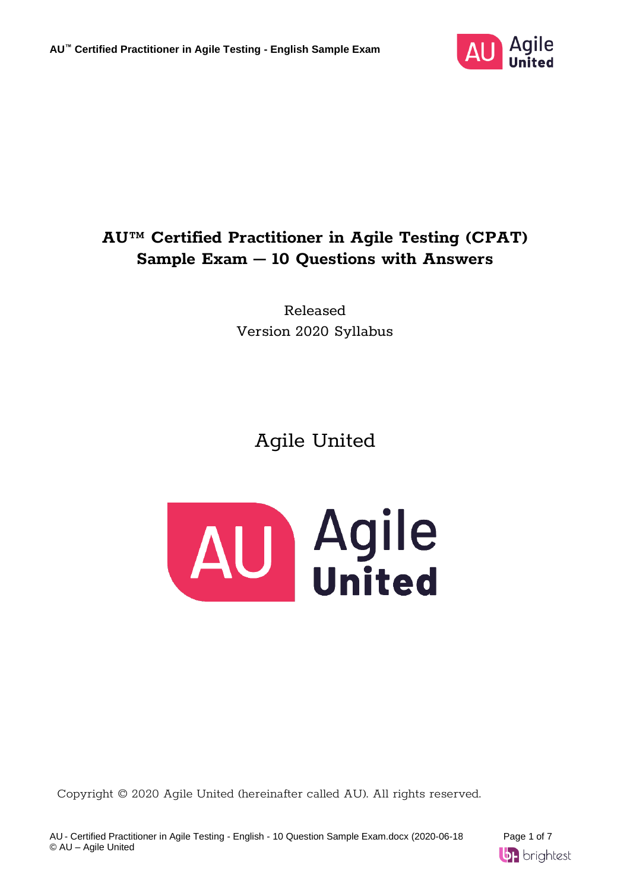# AU™ Certified Practitioner in Agile Testing (CPAT) Sample Exam — 10 Questions with Answers

Released

Version 2020 Syllabus

Agile United

Copyright © 2020 Agile United (hereinafter called AU). All rights reserved.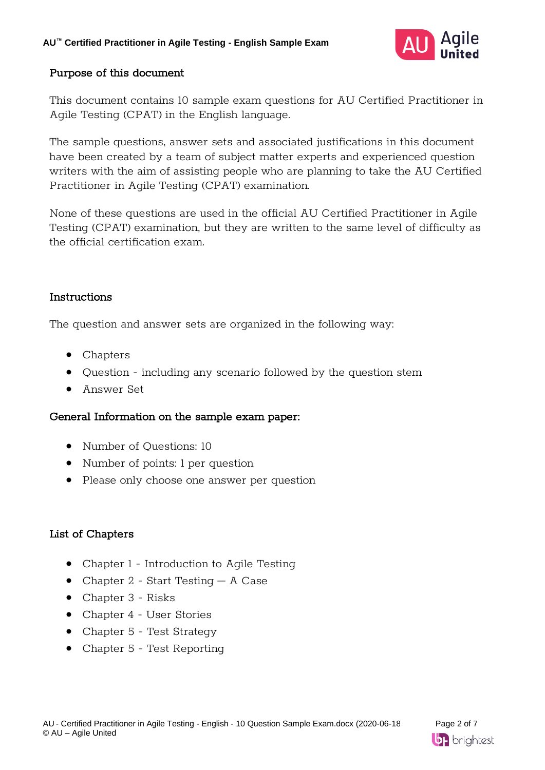## Purpose of this document

This document contains 10 sample exam questions for AU Certified Practitioner in Agile Testing (CPAT) in the English language.

The sample questions, answer sets and associated justifications in this document have been created by a team of subject matter experts and experienced question writers with the aim of assisting people who are planning to take the AU Certified Practitioner in Agile Testing (CPAT) examination.

None of these questions are used in the official AU Certified Practitioner in Agile Testing (CPAT) examination, but they are written to the same level of difficulty as the official certification exam.

## Instructions

The question and answer sets are organized in the following way:

- Chapters
- Question - including any scenario followed by the question stem
- Answer Set

## General Information on the sample exam paper:

- Number of Questions: 10
- Number of points: 1 per question
- Please only choose one answer per question

## List of Chapters

- Chapter 1 - Introduction to Agile Testing
- Chapter 2 - Start Testing — A Case
- Chapter 3 - Risks
- Chapter 4 - User Stories
- Chapter 5 - Test Strategy
- Chapter 5 - Test Reporting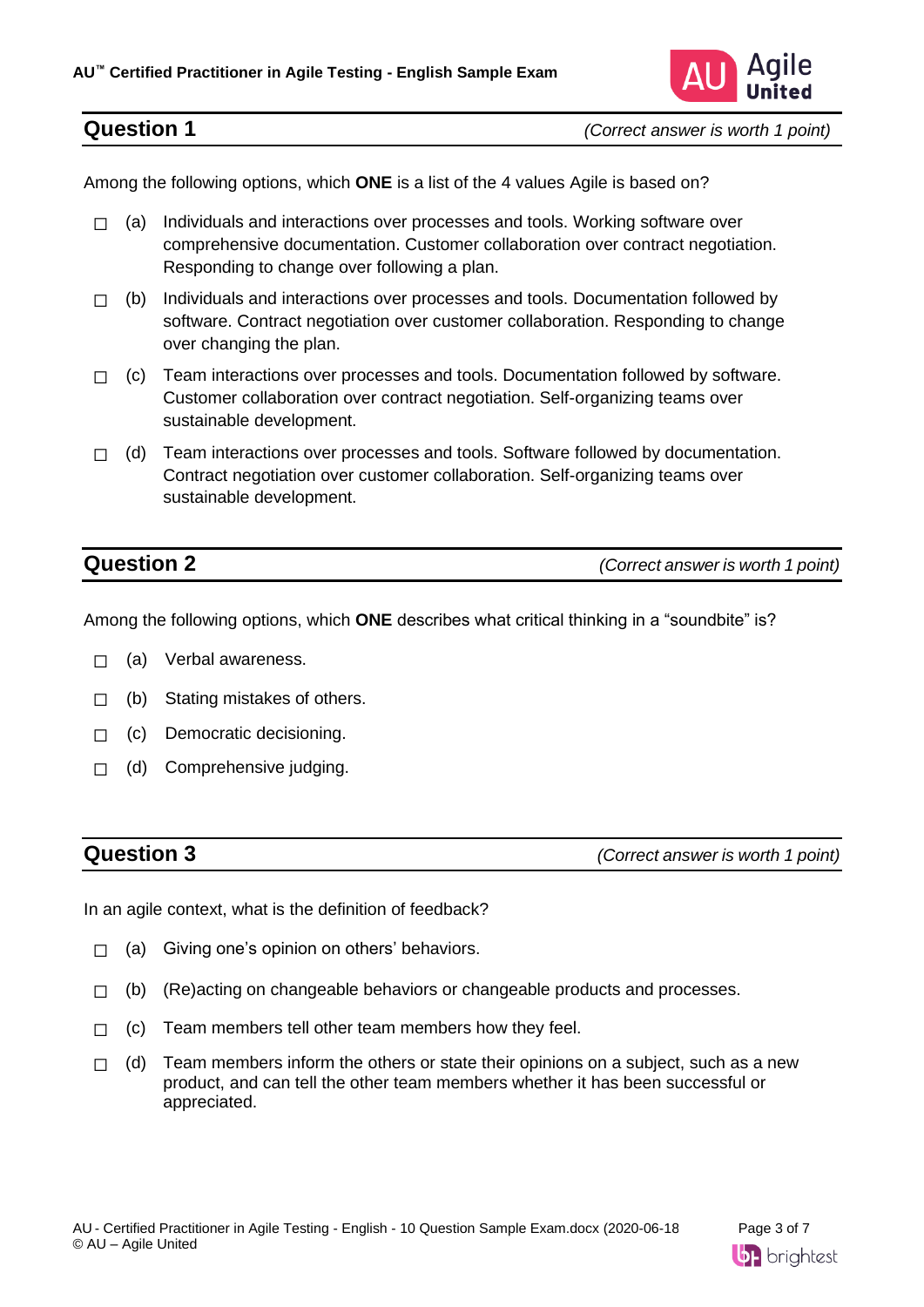## Question 1

*(Correct answer is worth 1 point)*

Among the following options, which **ONE** is a list of the 4 values Agile is based on?

- ☐ (a) Individuals and interactions over processes and tools. Working software over comprehensive documentation. Customer collaboration over contract negotiation. Responding to change over following a plan.
- ☐ (b) Individuals and interactions over processes and tools. Documentation followed by software. Contract negotiation over customer collaboration. Responding to change over changing the plan.
- ☐ (c) Team interactions over processes and tools. Documentation followed by software. Customer collaboration over contract negotiation. Self-organizing teams over sustainable development.
- ☐ (d) Team interactions over processes and tools. Software followed by documentation. Contract negotiation over customer collaboration. Self-organizing teams over sustainable development.

## Question 2

*(Correct answer is worth 1 point)*

Among the following options, which **ONE** describes what critical thinking in a “soundbite” is?

- ☐ (a) Verbal awareness.
- ☐ (b) Stating mistakes of others.
- ☐ (c) Democratic decisioning.
- ☐ (d) Comprehensive judging.

## Question 3

*(Correct answer is worth 1 point)*

In an agile context, what is the definition of feedback?

- ☐ (a) Giving one’s opinion on others’ behaviors.
- ☐ (b) (Re)acting on changeable behaviors or changeable products and processes.
- ☐ (c) Team members tell other team members how they feel.
- ☐ (d) Team members inform the others or state their opinions on a subject, such as a new product, and can tell the other team members whether it has been successful or appreciated.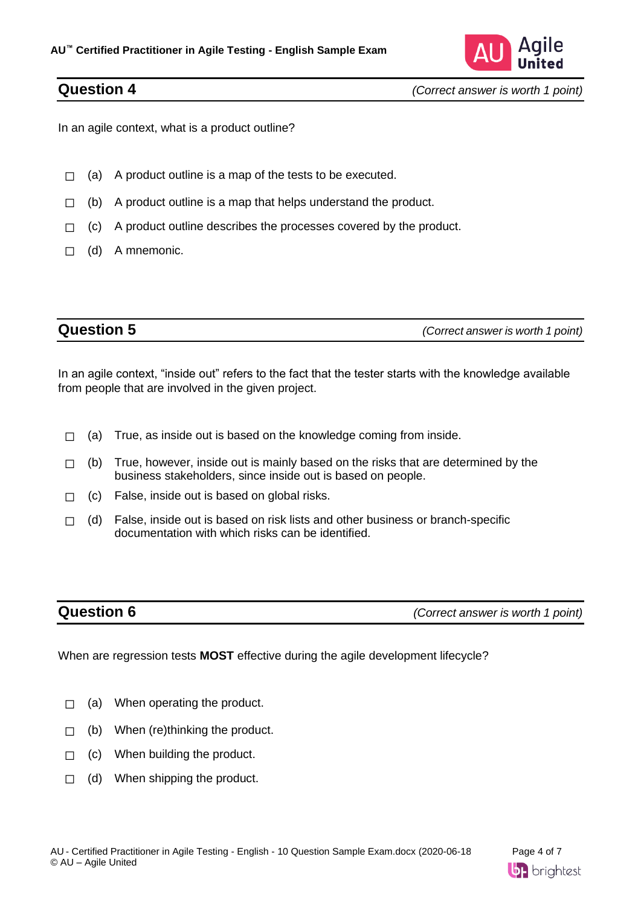## Question 4

*(Correct answer is worth 1 point)*

In an agile context, what is a product outline?

- ☐ (a) A product outline is a map of the tests to be executed.
- ☐ (b) A product outline is a map that helps understand the product.
- ☐ (c) A product outline describes the processes covered by the product.
- ☐ (d) A mnemonic.

## Question 5

*(Correct answer is worth 1 point)*

In an agile context, “inside out” refers to the fact that the tester starts with the knowledge available from people that are involved in the given project.

- ☐ (a) True, as inside out is based on the knowledge coming from inside.
- ☐ (b) True, however, inside out is mainly based on the risks that are determined by the business stakeholders, since inside out is based on people.
- ☐ (c) False, inside out is based on global risks.
- ☐ (d) False, inside out is based on risk lists and other business or branch-specific documentation with which risks can be identified.

## Question 6

*(Correct answer is worth 1 point)*

When are regression tests **MOST** effective during the agile development lifecycle?

- ☐ (a) When operating the product.
- ☐ (b) When (re)thinking the product.
- ☐ (c) When building the product.
- ☐ (d) When shipping the product.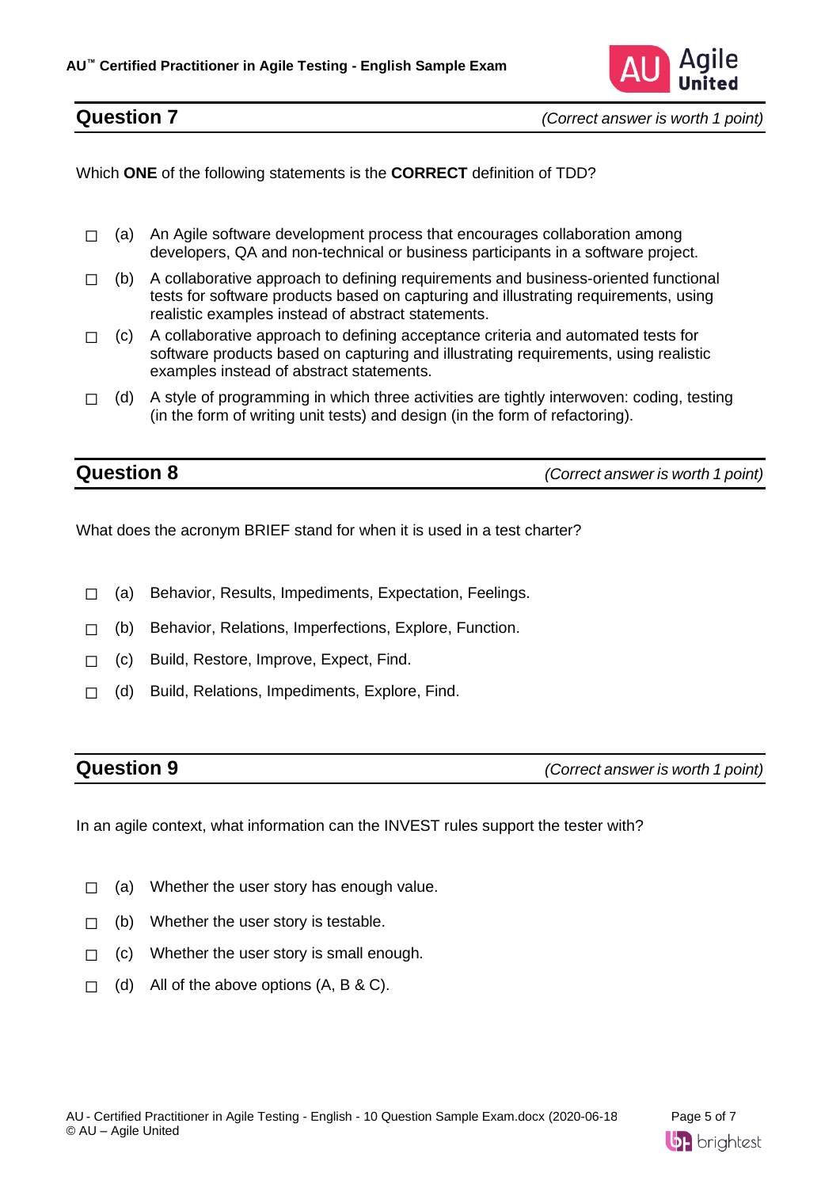## Question 7

*(Correct answer is worth 1 point)*

Which **ONE** of the following statements is the **CORRECT** definition of TDD?

- ☐ (a) An Agile software development process that encourages collaboration among developers, QA and non-technical or business participants in a software project.
- ☐ (b) A collaborative approach to defining requirements and business-oriented functional tests for software products based on capturing and illustrating requirements, using realistic examples instead of abstract statements.
- ☐ (c) A collaborative approach to defining acceptance criteria and automated tests for software products based on capturing and illustrating requirements, using realistic examples instead of abstract statements.
- ☐ (d) A style of programming in which three activities are tightly interwoven: coding, testing (in the form of writing unit tests) and design (in the form of refactoring).

## Question 8

*(Correct answer is worth 1 point)*

What does the acronym BRIEF stand for when it is used in a test charter?

- ☐ (a) Behavior, Results, Impediments, Expectation, Feelings.
- ☐ (b) Behavior, Relations, Imperfections, Explore, Function.
- ☐ (c) Build, Restore, Improve, Expect, Find.
- ☐ (d) Build, Relations, Impediments, Explore, Find.

## Question 9

*(Correct answer is worth 1 point)*

In an agile context, what information can the INVEST rules support the tester with?

- ☐ (a) Whether the user story has enough value.
- ☐ (b) Whether the user story is testable.
- ☐ (c) Whether the user story is small enough.
- ☐ (d) All of the above options (A, B & C).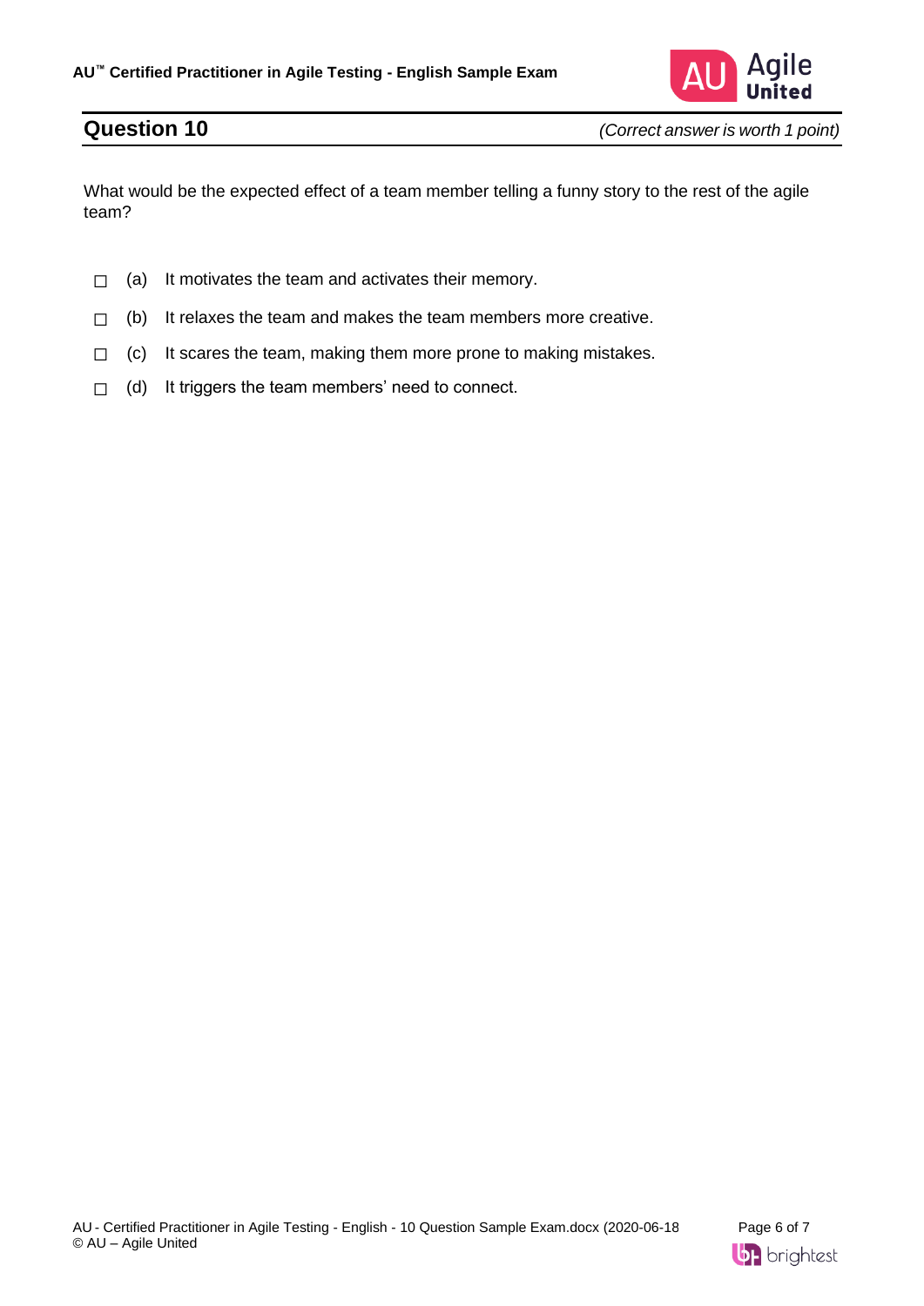## Question 10

*(Correct answer is worth 1 point)*

What would be the expected effect of a team member telling a funny story to the rest of the agile team?

- ☐ (a) It motivates the team and activates their memory.
- ☐ (b) It relaxes the team and makes the team members more creative.
- ☐ (c) It scares the team, making them more prone to making mistakes.
- ☐ (d) It triggers the team members' need to connect.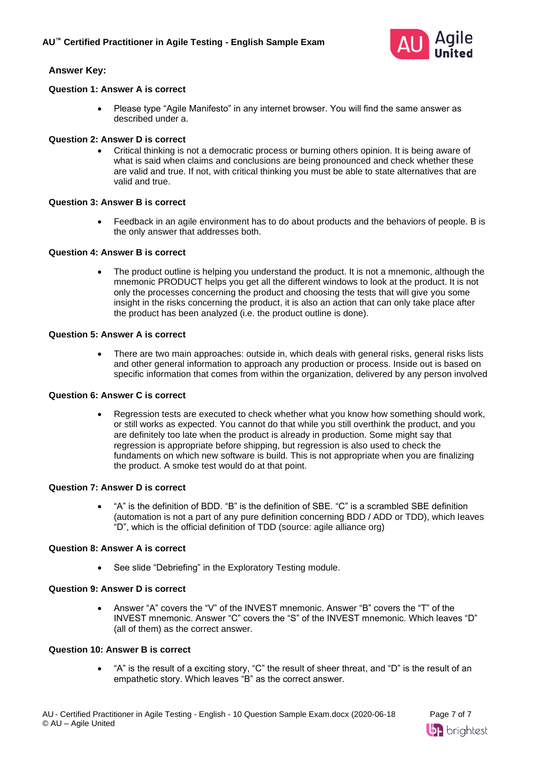**Answer Key:**

**Question 1: Answer A is correct**

- Please type “Agile Manifesto” in any internet browser. You will find the same answer as described under a.

**Question 2: Answer D is correct**

- Critical thinking is not a democratic process or burning others opinion. It is being aware of what is said when claims and conclusions are being pronounced and check whether these are valid and true. If not, with critical thinking you must be able to state alternatives that are valid and true.

**Question 3: Answer B is correct**

- Feedback in an agile environment has to do about products and the behaviors of people. B is the only answer that addresses both.

**Question 4: Answer B is correct**

- The product outline is helping you understand the product. It is not a mnemonic, although the mnemonic PRODUCT helps you get all the different windows to look at the product. It is not only the processes concerning the product and choosing the tests that will give you some insight in the risks concerning the product, it is also an action that can only take place after the product has been analyzed (i.e. the product outline is done).

**Question 5: Answer A is correct**

- There are two main approaches: outside in, which deals with general risks, general risks lists and other general information to approach any production or process. Inside out is based on specific information that comes from within the organization, delivered by any person involved

**Question 6: Answer C is correct**

- Regression tests are executed to check whether what you know how something should work, or still works as expected. You cannot do that while you still overthink the product, and you are definitely too late when the product is already in production. Some might say that regression is appropriate before shipping, but regression is also used to check the fundaments on which new software is build. This is not appropriate when you are finalizing the product. A smoke test would do at that point.

**Question 7: Answer D is correct**

- “A” is the definition of BDD. “B” is the definition of SBE. “C” is a scrambled SBE definition (automation is not a part of any pure definition concerning BDD / ADD or TDD), which leaves “D”, which is the official definition of TDD (source: agile alliance org)

**Question 8: Answer A is correct**

- See slide “Debriefing” in the Exploratory Testing module.

**Question 9: Answer D is correct**

- Answer “A” covers the “V” of the INVEST mnemonic. Answer “B” covers the “T” of the INVEST mnemonic. Answer “C” covers the “S” of the INVEST mnemonic. Which leaves “D” (all of them) as the correct answer.

**Question 10: Answer B is correct**

- “A” is the result of a exciting story, “C” the result of sheer threat, and “D” is the result of an empathetic story. Which leaves “B” as the correct answer.